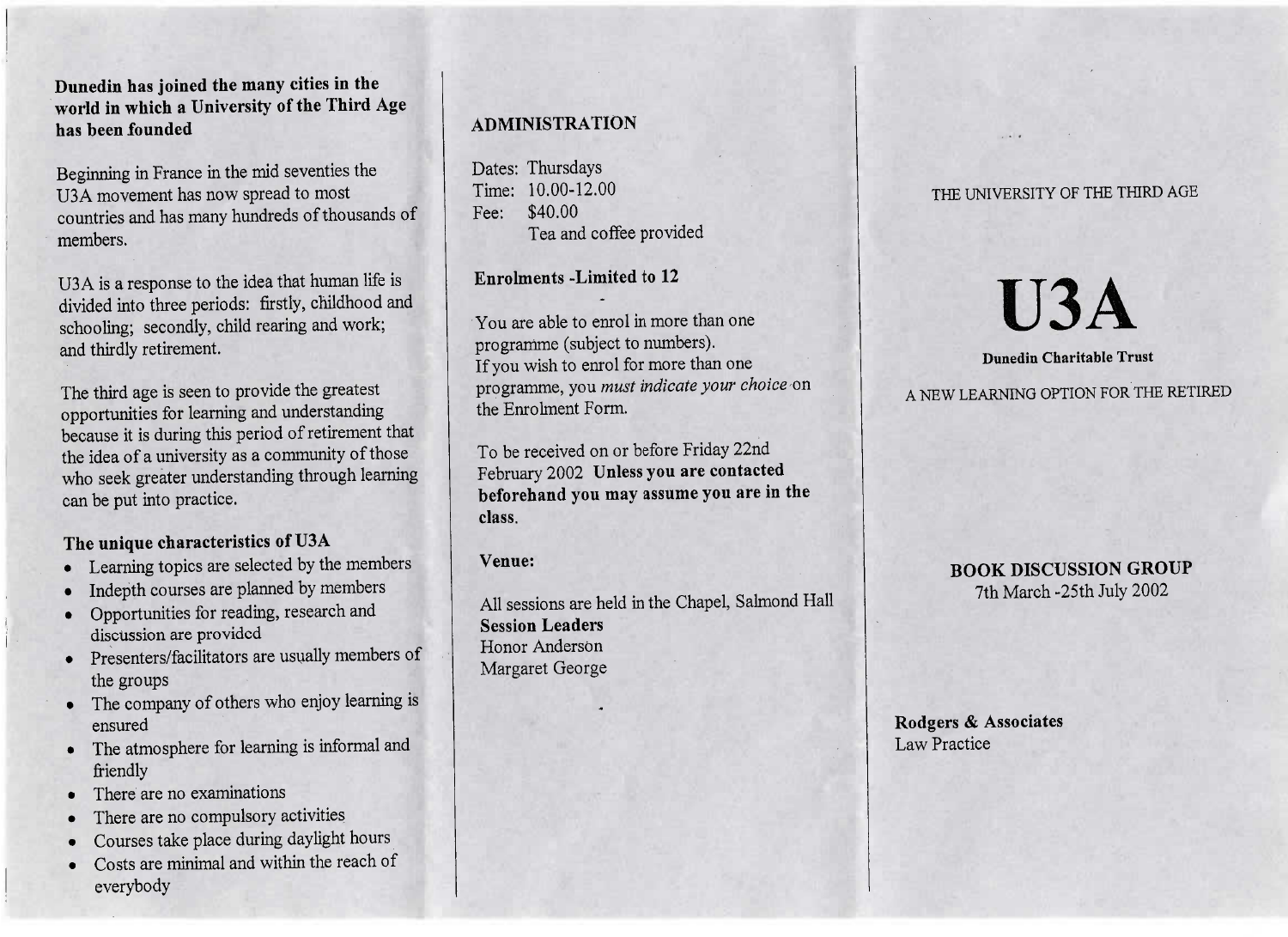**Dunedin has joined the many cities in the world in which a University of the Third Age has been founded**

Beginning in France in the mid seventies the U3A movement has now spread to most countries and has many hundreds of thousands of members.

U3A is a response to the idea that human life is divided into three periods: firstly, childhood and schooling; secondly, child rearing and work; and thirdly retirement.

The third age is seen to provide the greatest opportunities for learning and understanding because it is during this period of retirement that the idea of a university as a community of those who seek greater understanding through learning can be put into practice.

**The unique characteristics of U3A**

- Learning topics are selected by the members
- Indepth courses are planned by members
- Opportunities for reading, research and discussion are provided
- Presenters/facilitators are usually members of the groups
- The company of others who enjoy learning is ensured
- The atmosphere for learning is informal and friendly
- There are no examinations
- There are no compulsory activities
- Courses take place during daylight hours
- Costs are minimal and within the reach of everybody

**ADMINISTRATION**

Dates: Thursdays
Time: 10.00-12.00
Fee: $40.00
Tea and coffee provided

**Enrolments -Limited to 12**

You are able to enrol in more than one programme (subject to numbers).
If you wish to enrol for more than one programme, you *must indicate your choice* on the Enrolment Form.

To be received on or before Friday 22nd February 2002 **Unless you are contacted beforehand you may assume you are in the class.**

**Venue:**

All sessions are held in the Chapel, Salmond Hall

**Session Leaders**
Honor Anderson
Margaret George

THE UNIVERSITY OF THE THIRD AGE

# U3A

**Dunedin Charitable Trust**

A NEW LEARNING OPTION FOR THE RETIRED

**BOOK DISCUSSION GROUP**
7th March -25th July 2002

**Rodgers & Associates**
Law Practice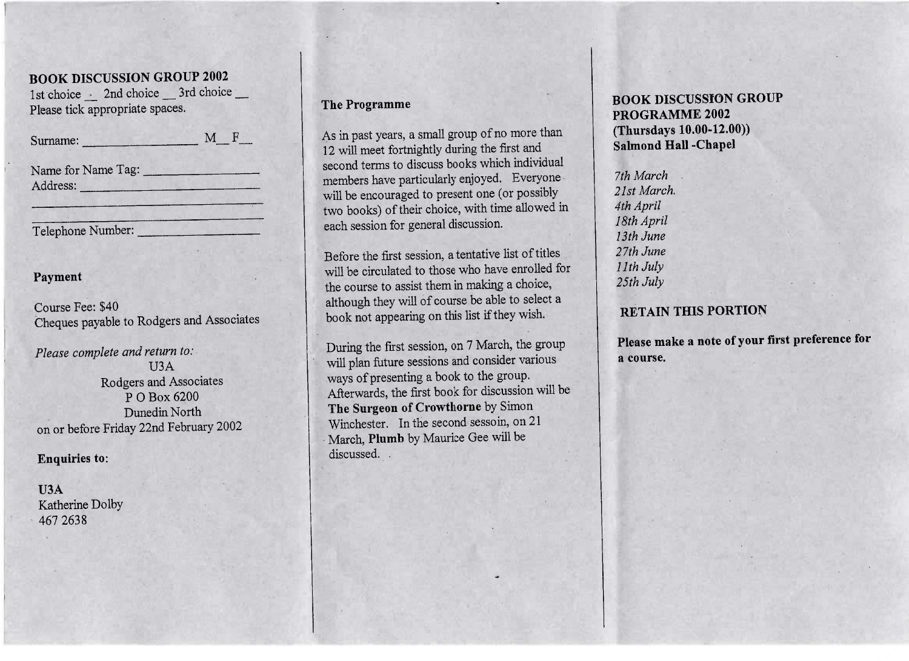**BOOK DISCUSSION GROUP 2002**

1st choice __ 2nd choice __ 3rd choice __

Please tick appropriate spaces.

Surname: ________________ M__ F__

Name for Name Tag: ________________

Address: ________________________

________________________________

________________________________

Telephone Number: ________________

**Payment**

Course Fee: $40

Cheques payable to Rodgers and Associates

*Please complete and return to:*

U3A
Rodgers and Associates
P O Box 6200
Dunedin North

on or before Friday 22nd February 2002

**Enquiries to:**

**U3A**
Katherine Dolby
467 2638

**The Programme**

As in past years, a small group of no more than 12 will meet fortnightly during the first and second terms to discuss books which individual members have particularly enjoyed. Everyone will be encouraged to present one (or possibly two books) of their choice, with time allowed in each session for general discussion.

Before the first session, a tentative list of titles will be circulated to those who have enrolled for the course to assist them in making a choice, although they will of course be able to select a book not appearing on this list if they wish.

During the first session, on 7 March, the group will plan future sessions and consider various ways of presenting a book to the group. Afterwards, the first book for discussion will be **The Surgeon of Crowthorne** by Simon Winchester. In the second sessoin, on 21 March, **Plumb** by Maurice Gee will be discussed.

**BOOK DISCUSSION GROUP PROGRAMME 2002 (Thursdays 10.00-12.00)) Salmond Hall -Chapel**

*7th March*
*21st March.*
*4th April*
*18th April*
*13th June*
*27th June*
*11th July*
*25th July*

**RETAIN THIS PORTION**

**Please make a note of your first preference for a course.**